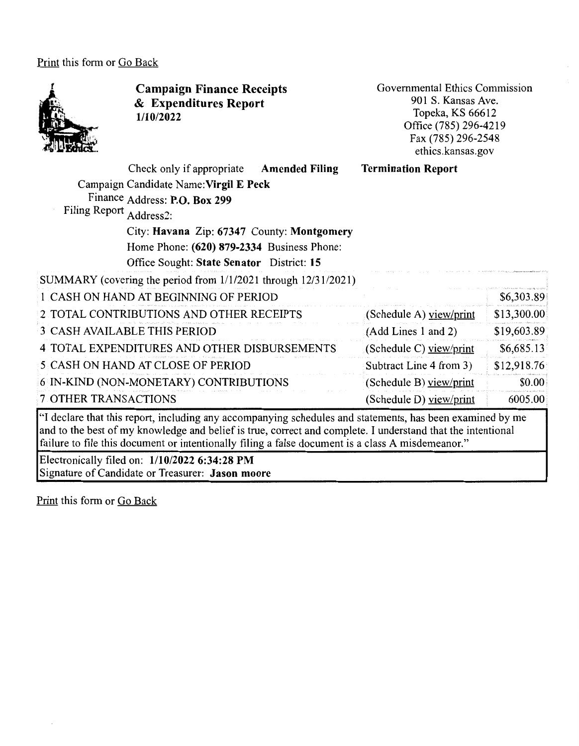Print this form or Go Back

# Campaign Finance Receipts & Expenditures Report
**1/10/2022**

Governmental Ethics Commission
901 S. Kansas Ave.
Topeka, KS 66612
Office (785) 296-4219
Fax (785) 296-2548
ethics.kansas.gov

Check only if appropriate **Amended Filing** **Termination Report**

Campaign Finance Filing Report

Candidate Name: **Virgil E Peck**
Address: **P.O. Box 299**
Address2:
City: **Havana** Zip: **67347** County: **Montgomery**
Home Phone: **(620) 879-2334** Business Phone:
Office Sought: **State Senator** District: **15**

| SUMMARY (covering the period from 1/1/2021 through 12/31/2021) | | |
|---|---|---|
| 1 CASH ON HAND AT BEGINNING OF PERIOD | | $6,303.89 |
| 2 TOTAL CONTRIBUTIONS AND OTHER RECEIPTS | (Schedule A) view/print | $13,300.00 |
| 3 CASH AVAILABLE THIS PERIOD | (Add Lines 1 and 2) | $19,603.89 |
| 4 TOTAL EXPENDITURES AND OTHER DISBURSEMENTS | (Schedule C) view/print | $6,685.13 |
| 5 CASH ON HAND AT CLOSE OF PERIOD | Subtract Line 4 from 3) | $12,918.76 |
| 6 IN-KIND (NON-MONETARY) CONTRIBUTIONS | (Schedule B) view/print | $0.00 |
| 7 OTHER TRANSACTIONS | (Schedule D) view/print | 6005.00 |

"I declare that this report, including any accompanying schedules and statements, has been examined by me and to the best of my knowledge and belief is true, correct and complete. I understand that the intentional failure to file this document or intentionally filing a false document is a class A misdemeanor."

Electronically filed on: **1/10/2022 6:34:28 PM**
Signature of Candidate or Treasurer: **Jason moore**

Print this form or Go Back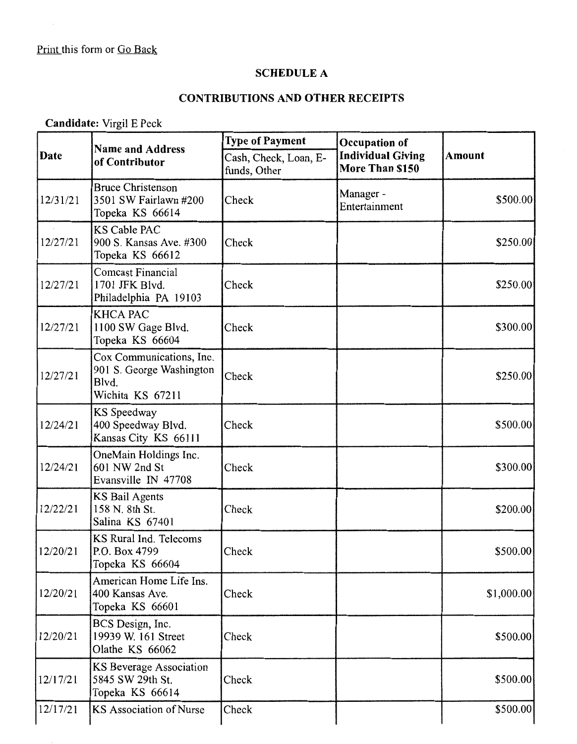Print this form or Go Back

## SCHEDULE A

## CONTRIBUTIONS AND OTHER RECEIPTS

**Candidate:** Virgil E Peck

| Date | Name and Address of Contributor | Type of Payment<br>Cash, Check, Loan, E-funds, Other | Occupation of Individual Giving More Than $150 | Amount |
|---|---|---|---|---|
| 12/31/21 | Bruce Christenson<br>3501 SW Fairlawn #200<br>Topeka KS 66614 | Check | Manager - Entertainment | $500.00 |
| 12/27/21 | KS Cable PAC<br>900 S. Kansas Ave. #300<br>Topeka KS 66612 | Check | | $250.00 |
| 12/27/21 | Comcast Financial<br>1701 JFK Blvd.<br>Philadelphia PA 19103 | Check | | $250.00 |
| 12/27/21 | KHCA PAC<br>1100 SW Gage Blvd.<br>Topeka KS 66604 | Check | | $300.00 |
| 12/27/21 | Cox Communications, Inc.<br>901 S. George Washington Blvd.<br>Wichita KS 67211 | Check | | $250.00 |
| 12/24/21 | KS Speedway<br>400 Speedway Blvd.<br>Kansas City KS 66111 | Check | | $500.00 |
| 12/24/21 | OneMain Holdings Inc.<br>601 NW 2nd St<br>Evansville IN 47708 | Check | | $300.00 |
| 12/22/21 | KS Bail Agents<br>158 N. 8th St.<br>Salina KS 67401 | Check | | $200.00 |
| 12/20/21 | KS Rural Ind. Telecoms<br>P.O. Box 4799<br>Topeka KS 66604 | Check | | $500.00 |
| 12/20/21 | American Home Life Ins.<br>400 Kansas Ave.<br>Topeka KS 66601 | Check | | $1,000.00 |
| 12/20/21 | BCS Design, Inc.<br>19939 W. 161 Street<br>Olathe KS 66062 | Check | | $500.00 |
| 12/17/21 | KS Beverage Association<br>5845 SW 29th St.<br>Topeka KS 66614 | Check | | $500.00 |
| 12/17/21 | KS Association of Nurse | Check | | $500.00 |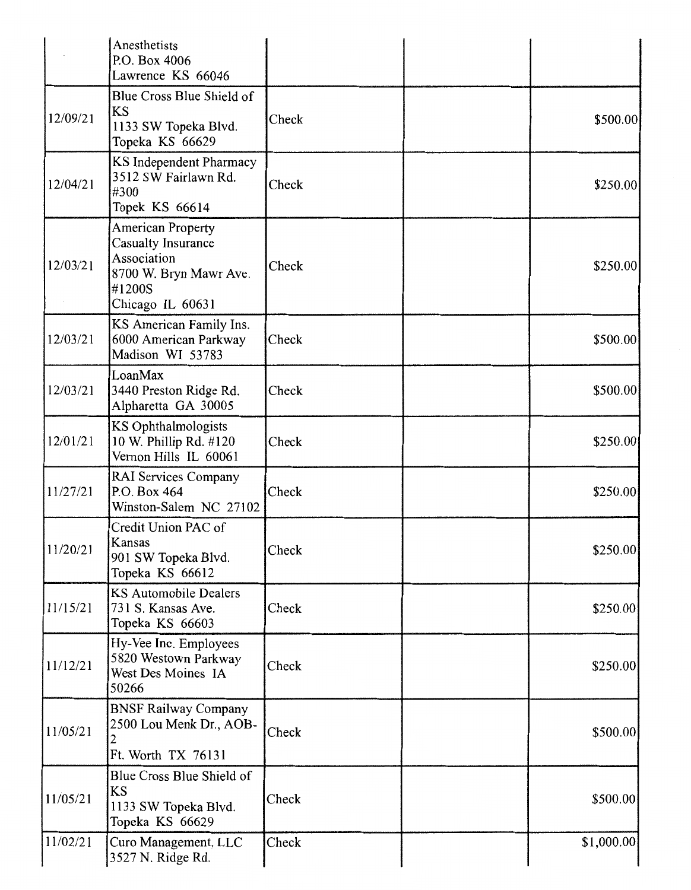| | | | | |
|---|---|---|---|---|
| | Anesthetists<br>P.O. Box 4006<br>Lawrence KS 66046 | | | |
| 12/09/21 | Blue Cross Blue Shield of KS<br>1133 SW Topeka Blvd.<br>Topeka KS 66629 | Check | | \$500.00 |
| 12/04/21 | KS Independent Pharmacy<br>3512 SW Fairlawn Rd. #300<br>Topek KS 66614 | Check | | \$250.00 |
| 12/03/21 | American Property Casualty Insurance Association<br>8700 W. Bryn Mawr Ave. #1200S<br>Chicago IL 60631 | Check | | \$250.00 |
| 12/03/21 | KS American Family Ins.<br>6000 American Parkway<br>Madison WI 53783 | Check | | \$500.00 |
| 12/03/21 | LoanMax<br>3440 Preston Ridge Rd.<br>Alpharetta GA 30005 | Check | | \$500.00 |
| 12/01/21 | KS Ophthalmologists<br>10 W. Phillip Rd. #120<br>Vernon Hills IL 60061 | Check | | \$250.00 |
| 11/27/21 | RAI Services Company<br>P.O. Box 464<br>Winston-Salem NC 27102 | Check | | \$250.00 |
| 11/20/21 | Credit Union PAC of Kansas<br>901 SW Topeka Blvd.<br>Topeka KS 66612 | Check | | \$250.00 |
| 11/15/21 | KS Automobile Dealers<br>731 S. Kansas Ave.<br>Topeka KS 66603 | Check | | \$250.00 |
| 11/12/21 | Hy-Vee Inc. Employees<br>5820 Westown Parkway<br>West Des Moines IA 50266 | Check | | \$250.00 |
| 11/05/21 | BNSF Railway Company<br>2500 Lou Menk Dr., AOB-2<br>Ft. Worth TX 76131 | Check | | \$500.00 |
| 11/05/21 | Blue Cross Blue Shield of KS<br>1133 SW Topeka Blvd.<br>Topeka KS 66629 | Check | | \$500.00 |
| 11/02/21 | Curo Management, LLC<br>3527 N. Ridge Rd. | Check | | \$1,000.00 |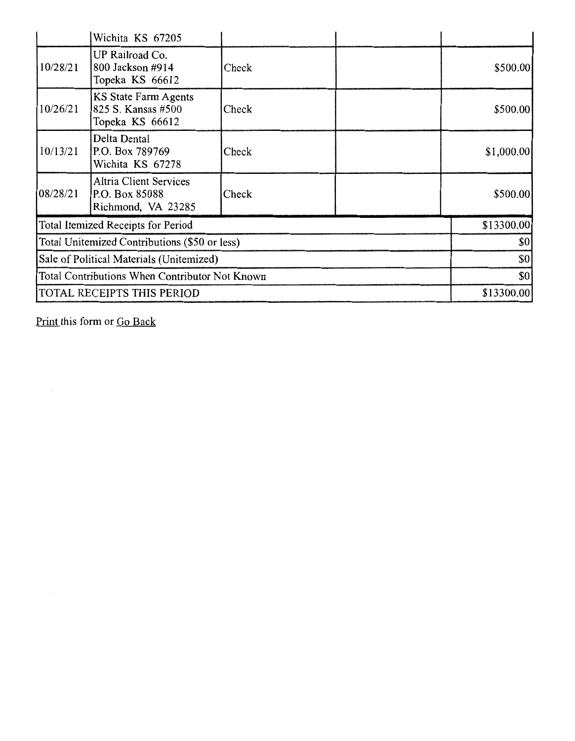| | | | | |
|---|---|---|---|---|
| | Wichita KS 67205 | | | |
| 10/28/21 | UP Railroad Co.<br>800 Jackson #914<br>Topeka KS 66612 | Check | | $500.00 |
| 10/26/21 | KS State Farm Agents<br>825 S. Kansas #500<br>Topeka KS 66612 | Check | | $500.00 |
| 10/13/21 | Delta Dental<br>P.O. Box 789769<br>Wichita KS 67278 | Check | | $1,000.00 |
| 08/28/21 | Altria Client Services<br>P.O. Box 85088<br>Richmond, VA 23285 | Check | | $500.00 |
| Total Itemized Receipts for Period | | | | $13300.00 |
| Total Unitemized Contributions ($50 or less) | | | | $0 |
| Sale of Political Materials (Unitemized) | | | | $0 |
| Total Contributions When Contributor Not Known | | | | $0 |
| TOTAL RECEIPTS THIS PERIOD | | | | $13300.00 |

Print this form or Go Back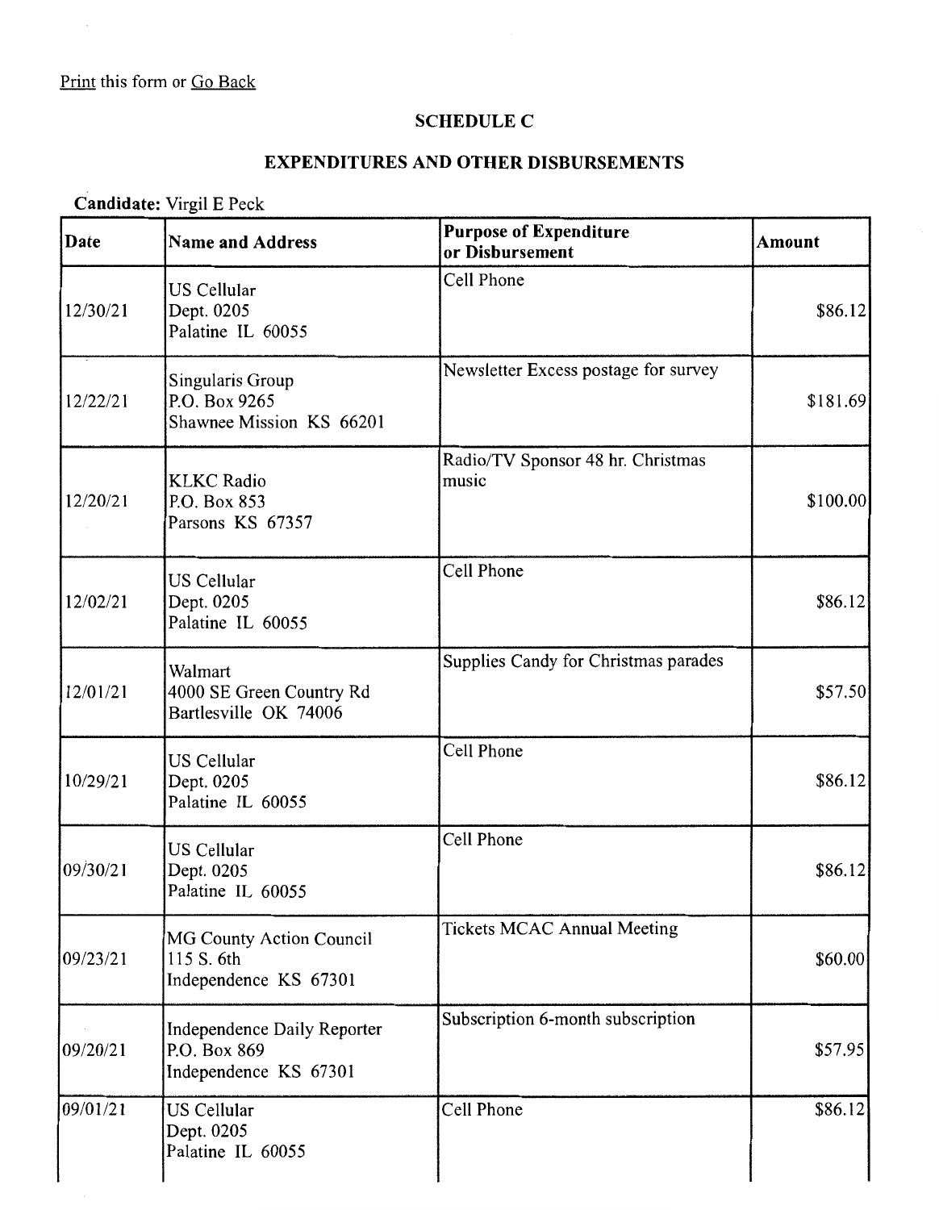Print this form or Go Back

## SCHEDULE C

## EXPENDITURES AND OTHER DISBURSEMENTS

**Candidate:** Virgil E Peck

| Date | Name and Address | Purpose of Expenditure or Disbursement | Amount |
|---|---|---|---|
| 12/30/21 | US Cellular<br>Dept. 0205<br>Palatine IL 60055 | Cell Phone | $86.12 |
| 12/22/21 | Singularis Group<br>P.O. Box 9265<br>Shawnee Mission KS 66201 | Newsletter Excess postage for survey | $181.69 |
| 12/20/21 | KLKC Radio<br>P.O. Box 853<br>Parsons KS 67357 | Radio/TV Sponsor 48 hr. Christmas music | $100.00 |
| 12/02/21 | US Cellular<br>Dept. 0205<br>Palatine IL 60055 | Cell Phone | $86.12 |
| 12/01/21 | Walmart<br>4000 SE Green Country Rd<br>Bartlesville OK 74006 | Supplies Candy for Christmas parades | $57.50 |
| 10/29/21 | US Cellular<br>Dept. 0205<br>Palatine IL 60055 | Cell Phone | $86.12 |
| 09/30/21 | US Cellular<br>Dept. 0205<br>Palatine IL 60055 | Cell Phone | $86.12 |
| 09/23/21 | MG County Action Council<br>115 S. 6th<br>Independence KS 67301 | Tickets MCAC Annual Meeting | $60.00 |
| 09/20/21 | Independence Daily Reporter<br>P.O. Box 869<br>Independence KS 67301 | Subscription 6-month subscription | $57.95 |
| 09/01/21 | US Cellular<br>Dept. 0205<br>Palatine IL 60055 | Cell Phone | $86.12 |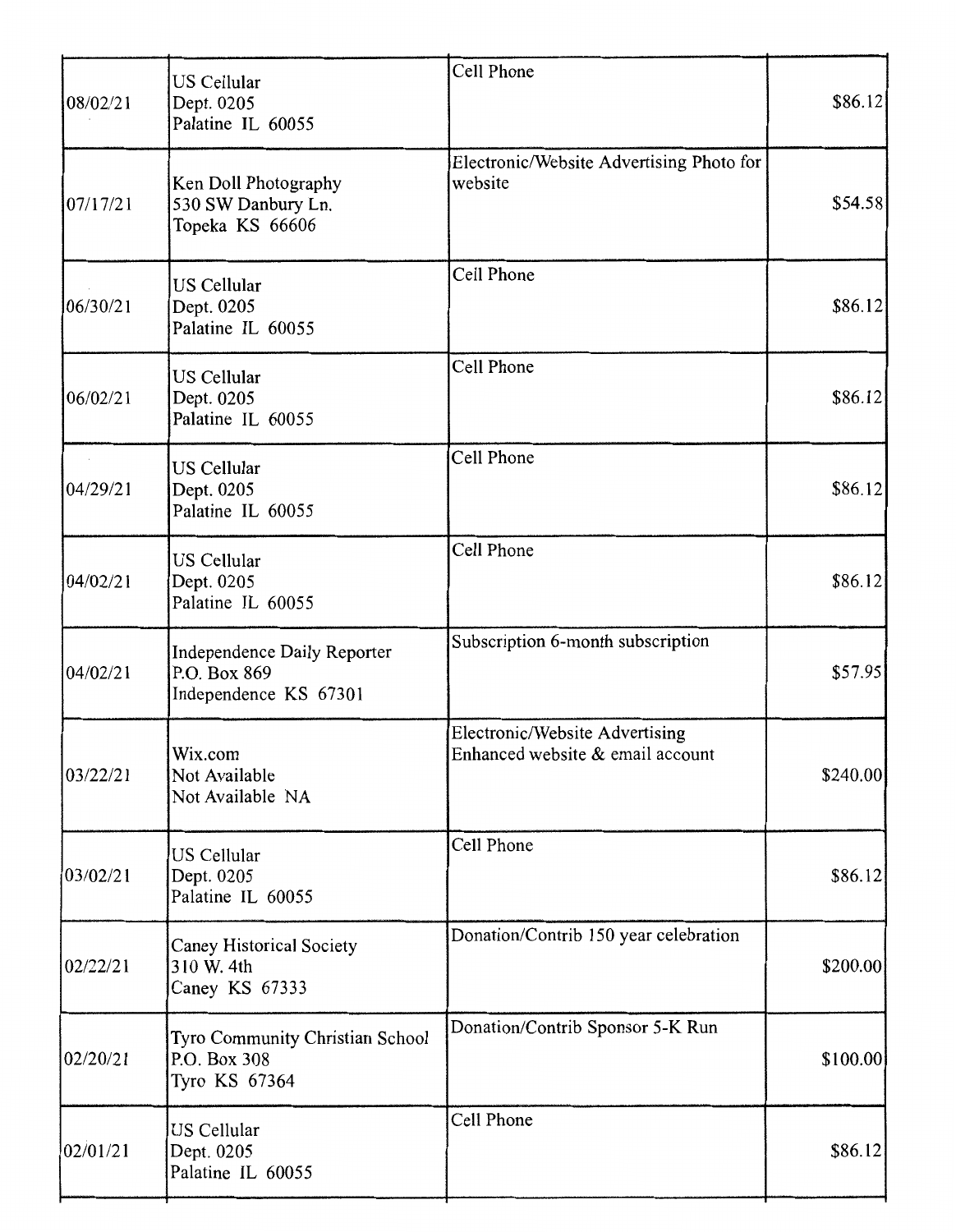| | | | |
|---|---|---|---|
| 08/02/21 | US Cellular<br>Dept. 0205<br>Palatine IL 60055 | Cell Phone | $86.12 |
| 07/17/21 | Ken Doll Photography<br>530 SW Danbury Ln.<br>Topeka KS 66606 | Electronic/Website Advertising Photo for website | $54.58 |
| 06/30/21 | US Cellular<br>Dept. 0205<br>Palatine IL 60055 | Cell Phone | $86.12 |
| 06/02/21 | US Cellular<br>Dept. 0205<br>Palatine IL 60055 | Cell Phone | $86.12 |
| 04/29/21 | US Cellular<br>Dept. 0205<br>Palatine IL 60055 | Cell Phone | $86.12 |
| 04/02/21 | US Cellular<br>Dept. 0205<br>Palatine IL 60055 | Cell Phone | $86.12 |
| 04/02/21 | Independence Daily Reporter<br>P.O. Box 869<br>Independence KS 67301 | Subscription 6-month subscription | $57.95 |
| 03/22/21 | Wix.com<br>Not Available<br>Not Available NA | Electronic/Website Advertising<br>Enhanced website & email account | $240.00 |
| 03/02/21 | US Cellular<br>Dept. 0205<br>Palatine IL 60055 | Cell Phone | $86.12 |
| 02/22/21 | Caney Historical Society<br>310 W. 4th<br>Caney KS 67333 | Donation/Contrib 150 year celebration | $200.00 |
| 02/20/21 | Tyro Community Christian School<br>P.O. Box 308<br>Tyro KS 67364 | Donation/Contrib Sponsor 5-K Run | $100.00 |
| 02/01/21 | US Cellular<br>Dept. 0205<br>Palatine IL 60055 | Cell Phone | $86.12 |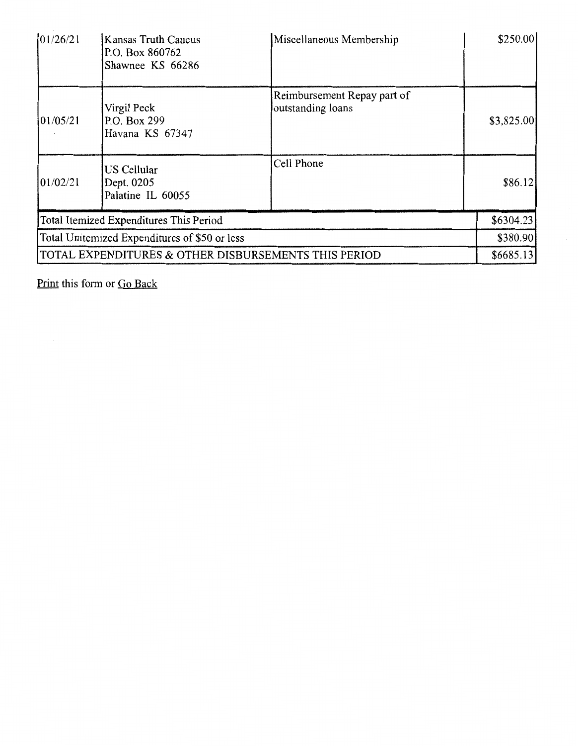| | | | |
|---|---|---|---|
| 01/26/21 | Kansas Truth Caucus<br>P.O. Box 860762<br>Shawnee KS 66286 | Miscellaneous Membership | \$250.00 |
| 01/05/21 | Virgil Peck<br>P.O. Box 299<br>Havana KS 67347 | Reimbursement Repay part of outstanding loans | \$3,825.00 |
| 01/02/21 | US Cellular<br>Dept. 0205<br>Palatine IL 60055 | Cell Phone | \$86.12 |
| Total Itemized Expenditures This Period | | | \$6304.23 |
| Total Unitemized Expenditures of \$50 or less | | | \$380.90 |
| TOTAL EXPENDITURES & OTHER DISBURSEMENTS THIS PERIOD | | | \$6685.13 |

Print this form or Go Back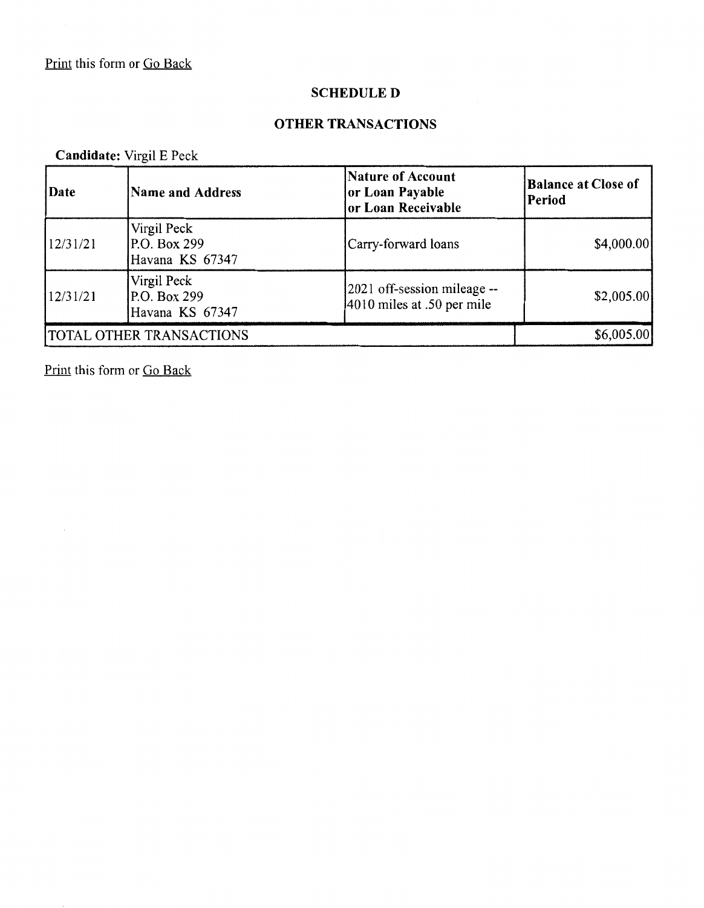Print this form or Go Back

## SCHEDULE D

## OTHER TRANSACTIONS

**Candidate:** Virgil E Peck

| Date | Name and Address | Nature of Account or Loan Payable or Loan Receivable | Balance at Close of Period |
|---|---|---|---|
| 12/31/21 | Virgil Peck<br>P.O. Box 299<br>Havana KS 67347 | Carry-forward loans | $4,000.00 |
| 12/31/21 | Virgil Peck<br>P.O. Box 299<br>Havana KS 67347 | 2021 off-session mileage -- 4010 miles at .50 per mile | $2,005.00 |
| TOTAL OTHER TRANSACTIONS | | | $6,005.00 |

Print this form or Go Back